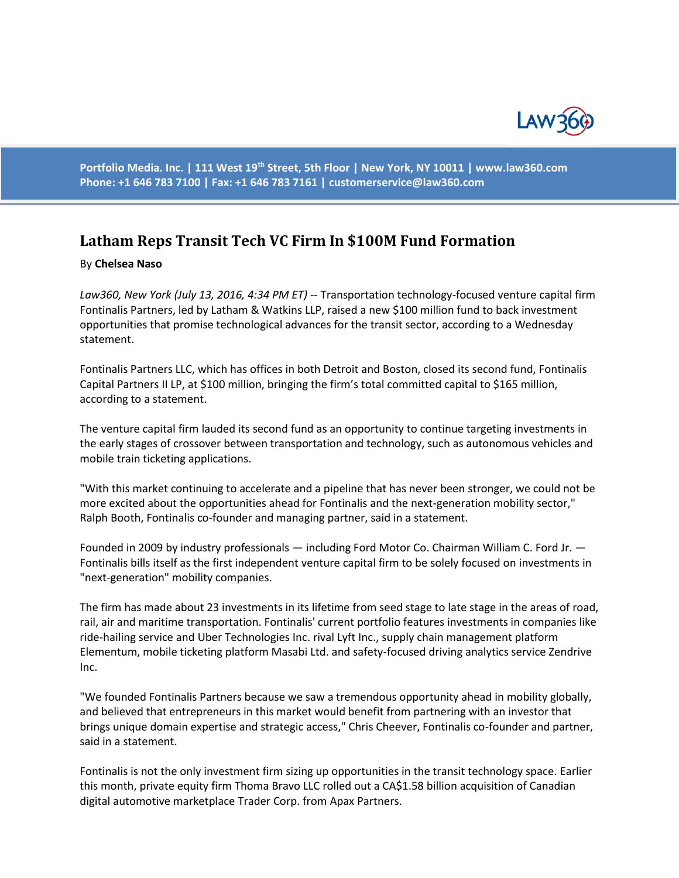Portfolio Media. Inc. | 111 West 19th Street, 5th Floor | New York, NY 10011 | www.law360.com
Phone: +1 646 783 7100 | Fax: +1 646 783 7161 | customerservice@law360.com

# Latham Reps Transit Tech VC Firm In $100M Fund Formation

By **Chelsea Naso**

*Law360, New York (July 13, 2016, 4:34 PM ET)* -- Transportation technology-focused venture capital firm Fontinalis Partners, led by Latham & Watkins LLP, raised a new $100 million fund to back investment opportunities that promise technological advances for the transit sector, according to a Wednesday statement.

Fontinalis Partners LLC, which has offices in both Detroit and Boston, closed its second fund, Fontinalis Capital Partners II LP, at $100 million, bringing the firm's total committed capital to $165 million, according to a statement.

The venture capital firm lauded its second fund as an opportunity to continue targeting investments in the early stages of crossover between transportation and technology, such as autonomous vehicles and mobile train ticketing applications.

"With this market continuing to accelerate and a pipeline that has never been stronger, we could not be more excited about the opportunities ahead for Fontinalis and the next-generation mobility sector," Ralph Booth, Fontinalis co-founder and managing partner, said in a statement.

Founded in 2009 by industry professionals — including Ford Motor Co. Chairman William C. Ford Jr. — Fontinalis bills itself as the first independent venture capital firm to be solely focused on investments in "next-generation" mobility companies.

The firm has made about 23 investments in its lifetime from seed stage to late stage in the areas of road, rail, air and maritime transportation. Fontinalis' current portfolio features investments in companies like ride-hailing service and Uber Technologies Inc. rival Lyft Inc., supply chain management platform Elementum, mobile ticketing platform Masabi Ltd. and safety-focused driving analytics service Zendrive Inc.

"We founded Fontinalis Partners because we saw a tremendous opportunity ahead in mobility globally, and believed that entrepreneurs in this market would benefit from partnering with an investor that brings unique domain expertise and strategic access," Chris Cheever, Fontinalis co-founder and partner, said in a statement.

Fontinalis is not the only investment firm sizing up opportunities in the transit technology space. Earlier this month, private equity firm Thoma Bravo LLC rolled out a CA$1.58 billion acquisition of Canadian digital automotive marketplace Trader Corp. from Apax Partners.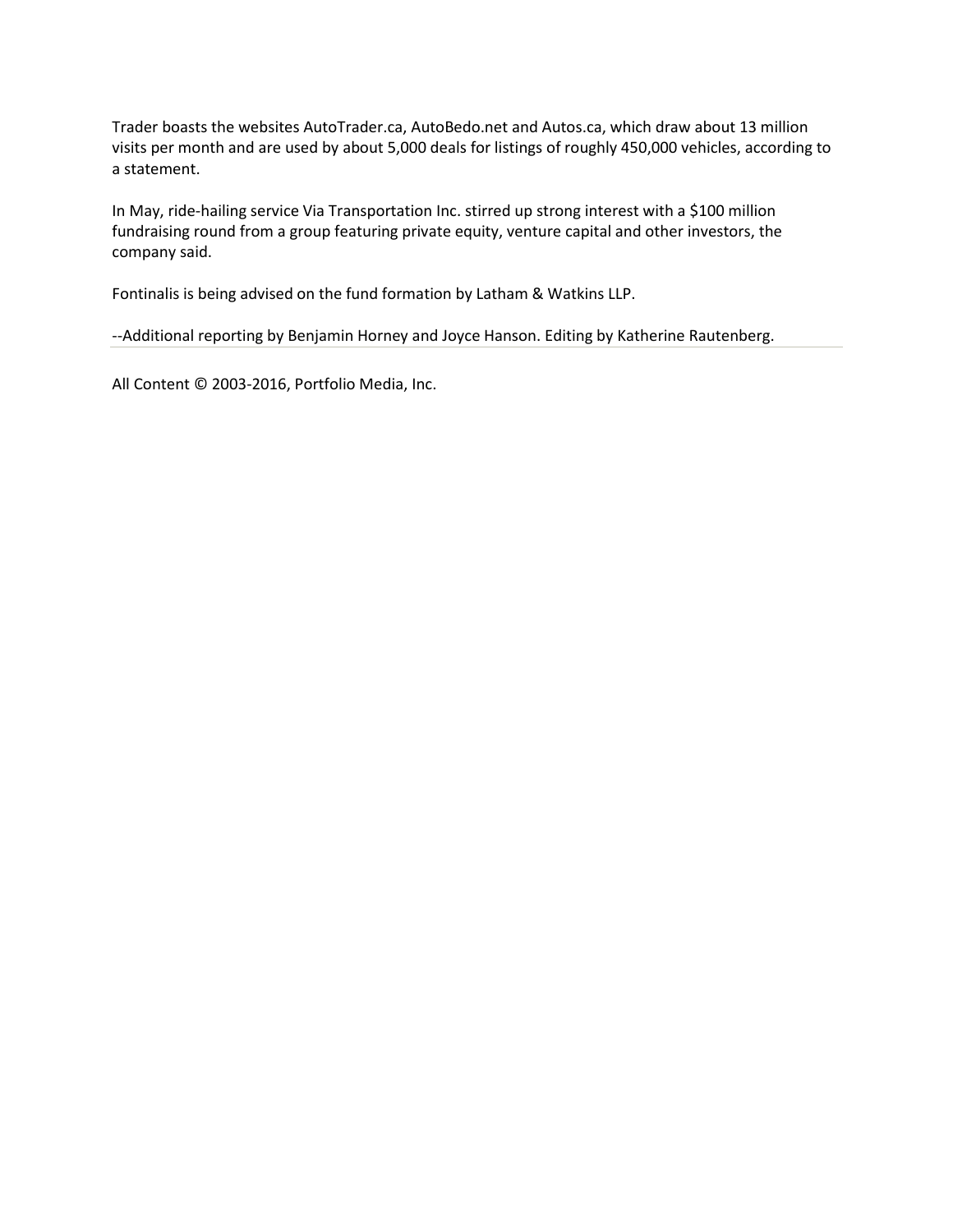Trader boasts the websites AutoTrader.ca, AutoBedo.net and Autos.ca, which draw about 13 million visits per month and are used by about 5,000 deals for listings of roughly 450,000 vehicles, according to a statement.

In May, ride-hailing service Via Transportation Inc. stirred up strong interest with a $100 million fundraising round from a group featuring private equity, venture capital and other investors, the company said.

Fontinalis is being advised on the fund formation by Latham & Watkins LLP.

--Additional reporting by Benjamin Horney and Joyce Hanson. Editing by Katherine Rautenberg.

---

All Content © 2003-2016, Portfolio Media, Inc.